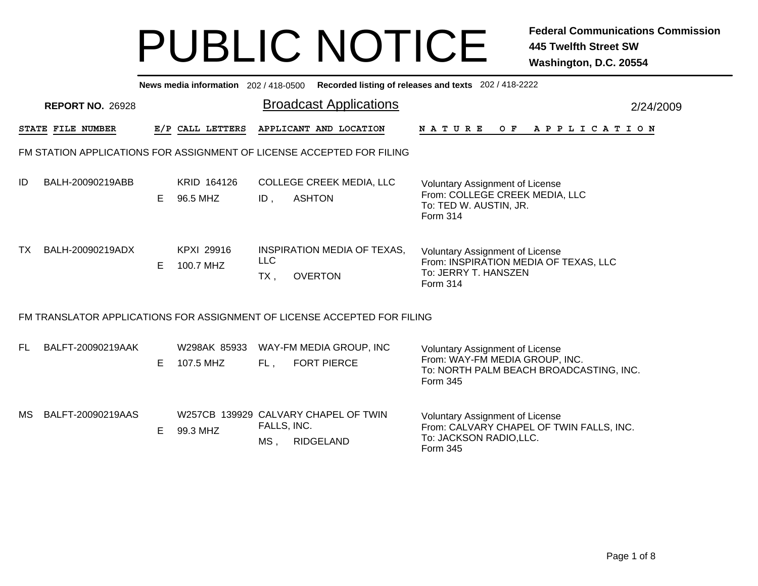# PUBLIC NOTICE

**Federal Communications Commission**
**445 Twelfth Street SW**
**Washington, D.C. 20554**

**News media information** 202 / 418-0500 **Recorded listing of releases and texts** 202 / 418-2222

**REPORT NO.** 26928

## Broadcast Applications

2/24/2009

### FM STATION APPLICATIONS FOR ASSIGNMENT OF LICENSE ACCEPTED FOR FILING

| STATE | FILE NUMBER | E/P | CALL LETTERS | APPLICANT AND LOCATION | NATURE OF APPLICATION |
|---|---|---|---|---|---|
| ID | BALH-20090219ABB | E | KRID 164126<br>96.5 MHZ | COLLEGE CREEK MEDIA, LLC<br>ID , ASHTON | Voluntary Assignment of License<br>From: COLLEGE CREEK MEDIA, LLC<br>To: TED W. AUSTIN, JR.<br>Form 314 |
| TX | BALH-20090219ADX | E | KPXI 29916<br>100.7 MHZ | INSPIRATION MEDIA OF TEXAS, LLC<br>TX , OVERTON | Voluntary Assignment of License<br>From: INSPIRATION MEDIA OF TEXAS, LLC<br>To: JERRY T. HANSZEN<br>Form 314 |

### FM TRANSLATOR APPLICATIONS FOR ASSIGNMENT OF LICENSE ACCEPTED FOR FILING

| STATE | FILE NUMBER | E/P | CALL LETTERS | APPLICANT AND LOCATION | NATURE OF APPLICATION |
|---|---|---|---|---|---|
| FL | BALFT-20090219AAK | E | W298AK 85933<br>107.5 MHZ | WAY-FM MEDIA GROUP, INC<br>FL , FORT PIERCE | Voluntary Assignment of License<br>From: WAY-FM MEDIA GROUP, INC.<br>To: NORTH PALM BEACH BROADCASTING, INC.<br>Form 345 |
| MS | BALFT-20090219AAS | E | W257CB 139929<br>99.3 MHZ | CALVARY CHAPEL OF TWIN FALLS, INC.<br>MS , RIDGELAND | Voluntary Assignment of License<br>From: CALVARY CHAPEL OF TWIN FALLS, INC.<br>To: JACKSON RADIO,LLC.<br>Form 345 |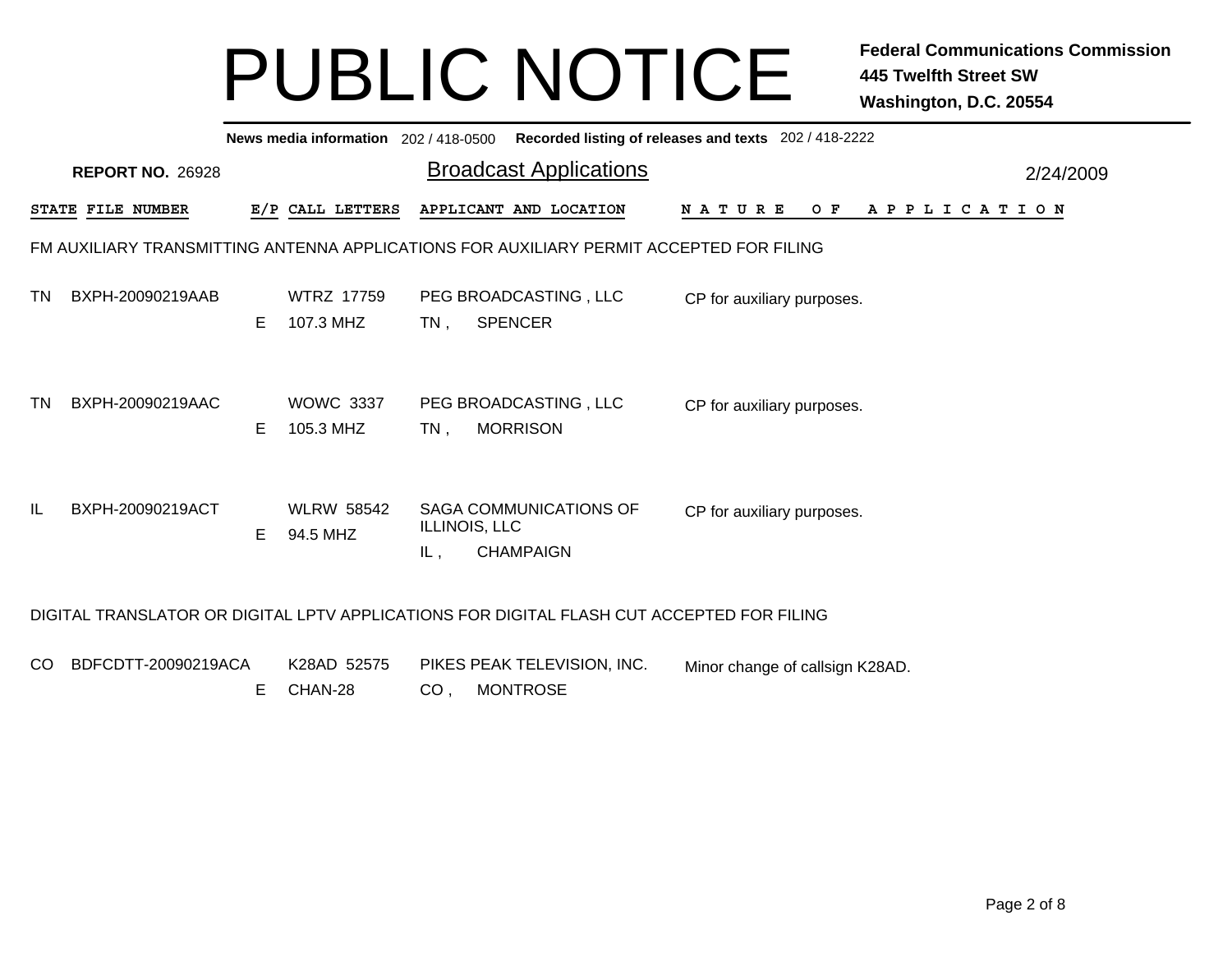# PUBLIC NOTICE

**Federal Communications Commission**
**445 Twelfth Street SW**
**Washington, D.C. 20554**

**News media information** 202 / 418-0500 **Recorded listing of releases and texts** 202 / 418-2222

**REPORT NO.** 26928

## Broadcast Applications

2/24/2009

| STATE | FILE NUMBER | E/P | CALL LETTERS | APPLICANT AND LOCATION | NATURE OF APPLICATION |
|---|---|---|---|---|---|

FM AUXILIARY TRANSMITTING ANTENNA APPLICATIONS FOR AUXILIARY PERMIT ACCEPTED FOR FILING

| STATE | FILE NUMBER | E/P | CALL LETTERS | APPLICANT AND LOCATION | NATURE OF APPLICATION |
|---|---|---|---|---|---|
| TN | BXPH-20090219AAB | E | WTRZ 17759 107.3 MHZ | PEG BROADCASTING , LLC TN , SPENCER | CP for auxiliary purposes. |
| TN | BXPH-20090219AAC | E | WOWC 3337 105.3 MHZ | PEG BROADCASTING , LLC TN , MORRISON | CP for auxiliary purposes. |
| IL | BXPH-20090219ACT | E | WLRW 58542 94.5 MHZ | SAGA COMMUNICATIONS OF ILLINOIS, LLC IL , CHAMPAIGN | CP for auxiliary purposes. |

DIGITAL TRANSLATOR OR DIGITAL LPTV APPLICATIONS FOR DIGITAL FLASH CUT ACCEPTED FOR FILING

| STATE | FILE NUMBER | E/P | CALL LETTERS | APPLICANT AND LOCATION | NATURE OF APPLICATION |
|---|---|---|---|---|---|
| CO | BDFCDTT-20090219ACA | E | K28AD 52575 CHAN-28 | PIKES PEAK TELEVISION, INC. CO , MONTROSE | Minor change of callsign K28AD. |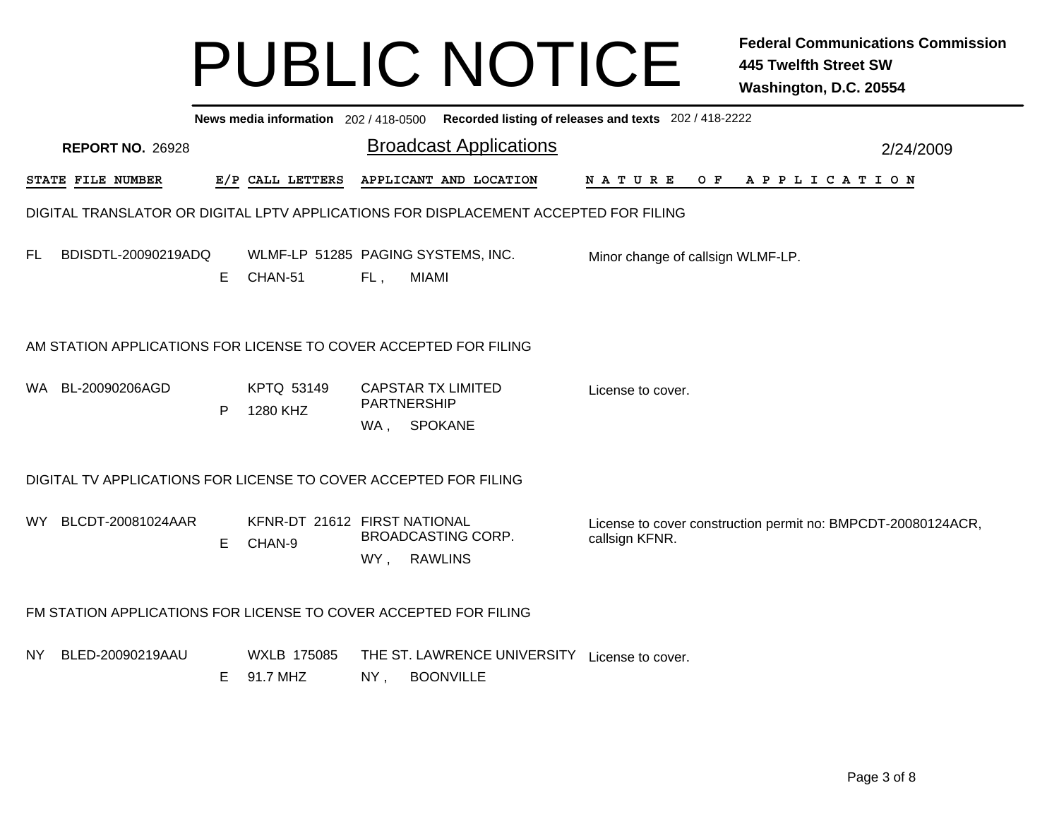# PUBLIC NOTICE

**Federal Communications Commission**
**445 Twelfth Street SW**
**Washington, D.C. 20554**

**News media information** 202 / 418-0500 **Recorded listing of releases and texts** 202 / 418-2222

**REPORT NO.** 26928

## Broadcast Applications

2/24/2009

| STATE | FILE NUMBER | E/P | CALL LETTERS | APPLICANT AND LOCATION | NATURE OF APPLICATION |
|---|---|---|---|---|---|

### DIGITAL TRANSLATOR OR DIGITAL LPTV APPLICATIONS FOR DISPLACEMENT ACCEPTED FOR FILING

| STATE | FILE NUMBER | E/P | CALL LETTERS | APPLICANT AND LOCATION | NATURE OF APPLICATION |
|---|---|---|---|---|---|
| FL | BDISDTL-20090219ADQ | E | WLMF-LP 51285 CHAN-51 | PAGING SYSTEMS, INC. FL , MIAMI | Minor change of callsign WLMF-LP. |

### AM STATION APPLICATIONS FOR LICENSE TO COVER ACCEPTED FOR FILING

| STATE | FILE NUMBER | E/P | CALL LETTERS | APPLICANT AND LOCATION | NATURE OF APPLICATION |
|---|---|---|---|---|---|
| WA | BL-20090206AGD | P | KPTQ 53149 1280 KHZ | CAPSTAR TX LIMITED PARTNERSHIP WA , SPOKANE | License to cover. |

### DIGITAL TV APPLICATIONS FOR LICENSE TO COVER ACCEPTED FOR FILING

| STATE | FILE NUMBER | E/P | CALL LETTERS | APPLICANT AND LOCATION | NATURE OF APPLICATION |
|---|---|---|---|---|---|
| WY | BLCDT-20081024AAR | E | KFNR-DT 21612 CHAN-9 | FIRST NATIONAL BROADCASTING CORP. WY , RAWLINS | License to cover construction permit no: BMPCDT-20080124ACR, callsign KFNR. |

### FM STATION APPLICATIONS FOR LICENSE TO COVER ACCEPTED FOR FILING

| STATE | FILE NUMBER | E/P | CALL LETTERS | APPLICANT AND LOCATION | NATURE OF APPLICATION |
|---|---|---|---|---|---|
| NY | BLED-20090219AAU | E | WXLB 175085 91.7 MHZ | THE ST. LAWRENCE UNIVERSITY NY , BOONVILLE | License to cover. |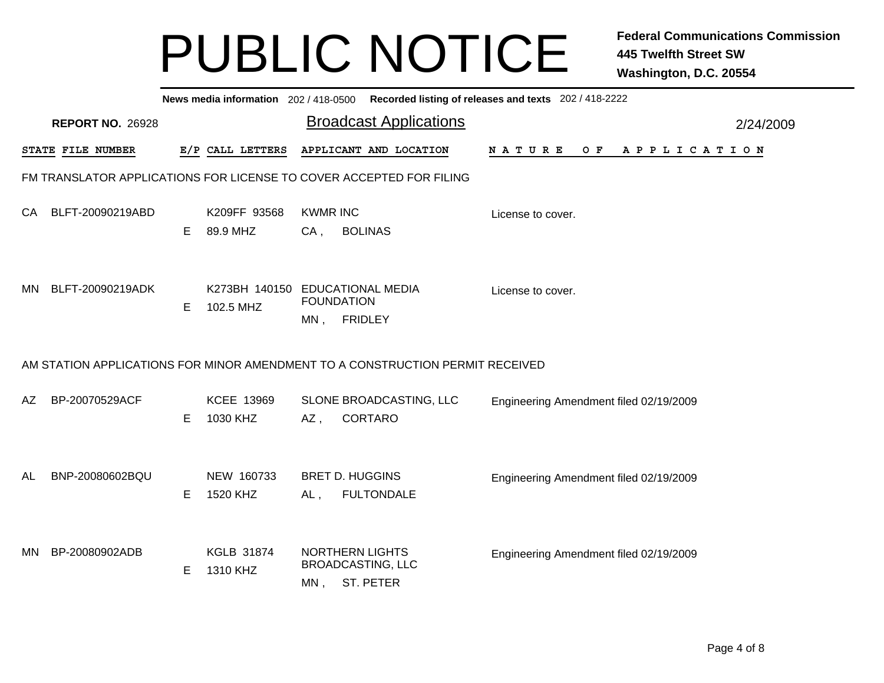# PUBLIC NOTICE

**Federal Communications Commission**
**445 Twelfth Street SW**
**Washington, D.C. 20554**

**News media information** 202 / 418-0500 **Recorded listing of releases and texts** 202 / 418-2222

**REPORT NO.** 26928

## Broadcast Applications

2/24/2009

### FM TRANSLATOR APPLICATIONS FOR LICENSE TO COVER ACCEPTED FOR FILING

| STATE | FILE NUMBER | E/P | CALL LETTERS | APPLICANT AND LOCATION | NATURE OF APPLICATION |
|---|---|---|---|---|---|
| CA | BLFT-20090219ABD | E | K209FF 93568<br>89.9 MHZ | KWMR INC<br>CA , BOLINAS | License to cover. |
| MN | BLFT-20090219ADK | E | K273BH 140150<br>102.5 MHZ | EDUCATIONAL MEDIA FOUNDATION<br>MN , FRIDLEY | License to cover. |

### AM STATION APPLICATIONS FOR MINOR AMENDMENT TO A CONSTRUCTION PERMIT RECEIVED

| STATE | FILE NUMBER | E/P | CALL LETTERS | APPLICANT AND LOCATION | NATURE OF APPLICATION |
|---|---|---|---|---|---|
| AZ | BP-20070529ACF | E | KCEE 13969<br>1030 KHZ | SLONE BROADCASTING, LLC<br>AZ , CORTARO | Engineering Amendment filed 02/19/2009 |
| AL | BNP-20080602BQU | E | NEW 160733<br>1520 KHZ | BRET D. HUGGINS<br>AL , FULTONDALE | Engineering Amendment filed 02/19/2009 |
| MN | BP-20080902ADB | E | KGLB 31874<br>1310 KHZ | NORTHERN LIGHTS BROADCASTING, LLC<br>MN , ST. PETER | Engineering Amendment filed 02/19/2009 |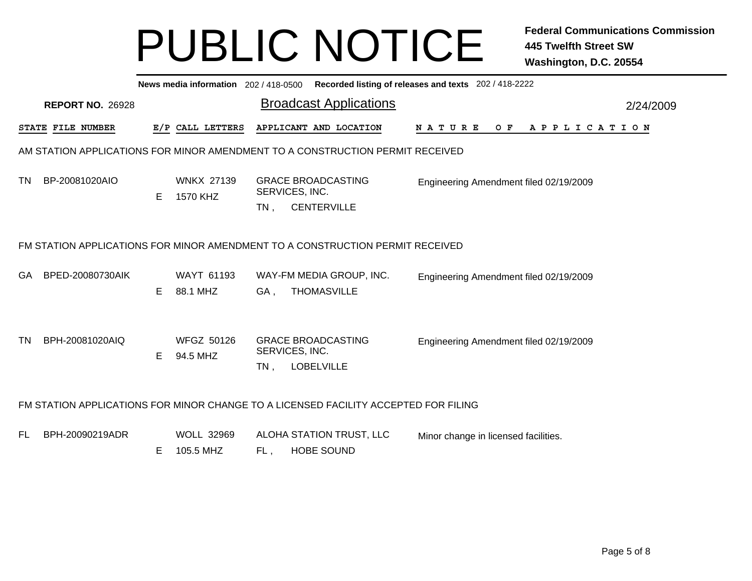# PUBLIC NOTICE

**Federal Communications Commission**
**445 Twelfth Street SW**
**Washington, D.C. 20554**

**News media information** 202 / 418-0500 **Recorded listing of releases and texts** 202 / 418-2222

**REPORT NO.** 26928

## Broadcast Applications

2/24/2009

| STATE | FILE NUMBER | E/P | CALL LETTERS | APPLICANT AND LOCATION | NATURE OF APPLICATION |
|---|---|---|---|---|---|

### AM STATION APPLICATIONS FOR MINOR AMENDMENT TO A CONSTRUCTION PERMIT RECEIVED

| STATE | FILE NUMBER | E/P | CALL LETTERS | APPLICANT AND LOCATION | NATURE OF APPLICATION |
|---|---|---|---|---|---|
| TN | BP-20081020AIO | E | WNKX 27139<br>1570 KHZ | GRACE BROADCASTING SERVICES, INC.<br>TN , CENTERVILLE | Engineering Amendment filed 02/19/2009 |

### FM STATION APPLICATIONS FOR MINOR AMENDMENT TO A CONSTRUCTION PERMIT RECEIVED

| STATE | FILE NUMBER | E/P | CALL LETTERS | APPLICANT AND LOCATION | NATURE OF APPLICATION |
|---|---|---|---|---|---|
| GA | BPED-20080730AIK | E | WAYT 61193<br>88.1 MHZ | WAY-FM MEDIA GROUP, INC.<br>GA , THOMASVILLE | Engineering Amendment filed 02/19/2009 |
| TN | BPH-20081020AIQ | E | WFGZ 50126<br>94.5 MHZ | GRACE BROADCASTING SERVICES, INC.<br>TN , LOBELVILLE | Engineering Amendment filed 02/19/2009 |

### FM STATION APPLICATIONS FOR MINOR CHANGE TO A LICENSED FACILITY ACCEPTED FOR FILING

| STATE | FILE NUMBER | E/P | CALL LETTERS | APPLICANT AND LOCATION | NATURE OF APPLICATION |
|---|---|---|---|---|---|
| FL | BPH-20090219ADR | E | WOLL 32969<br>105.5 MHZ | ALOHA STATION TRUST, LLC<br>FL , HOBE SOUND | Minor change in licensed facilities. |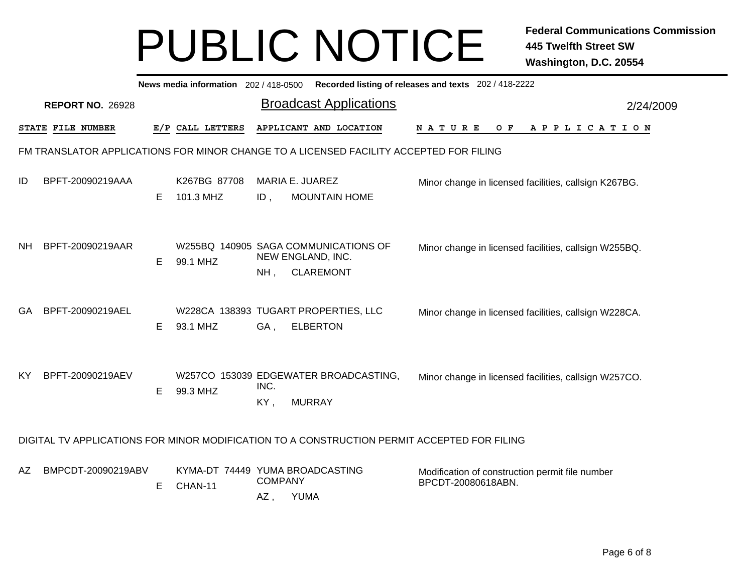# PUBLIC NOTICE

**Federal Communications Commission**
**445 Twelfth Street SW**
**Washington, D.C. 20554**

**News media information** 202 / 418-0500 **Recorded listing of releases and texts** 202 / 418-2222

**REPORT NO.** 26928

## Broadcast Applications

2/24/2009

| STATE | FILE NUMBER | E/P | CALL LETTERS | APPLICANT AND LOCATION | NATURE OF APPLICATION |
|---|---|---|---|---|---|

FM TRANSLATOR APPLICATIONS FOR MINOR CHANGE TO A LICENSED FACILITY ACCEPTED FOR FILING

| STATE | FILE NUMBER | E/P | CALL LETTERS | APPLICANT AND LOCATION | NATURE OF APPLICATION |
|---|---|---|---|---|---|
| ID | BPFT-20090219AAA | E | K267BG 87708<br>101.3 MHZ | MARIA E. JUAREZ<br>ID , MOUNTAIN HOME | Minor change in licensed facilities, callsign K267BG. |
| NH | BPFT-20090219AAR | E | W255BQ 140905<br>99.1 MHZ | SAGA COMMUNICATIONS OF NEW ENGLAND, INC.<br>NH , CLAREMONT | Minor change in licensed facilities, callsign W255BQ. |
| GA | BPFT-20090219AEL | E | W228CA 138393<br>93.1 MHZ | TUGART PROPERTIES, LLC<br>GA , ELBERTON | Minor change in licensed facilities, callsign W228CA. |
| KY | BPFT-20090219AEV | E | W257CO 153039<br>99.3 MHZ | EDGEWATER BROADCASTING, INC.<br>KY , MURRAY | Minor change in licensed facilities, callsign W257CO. |

DIGITAL TV APPLICATIONS FOR MINOR MODIFICATION TO A CONSTRUCTION PERMIT ACCEPTED FOR FILING

| STATE | FILE NUMBER | E/P | CALL LETTERS | APPLICANT AND LOCATION | NATURE OF APPLICATION |
|---|---|---|---|---|---|
| AZ | BMPCDT-20090219ABV | E | KYMA-DT 74449<br>CHAN-11 | YUMA BROADCASTING COMPANY<br>AZ , YUMA | Modification of construction permit file number BPCDT-20080618ABN. |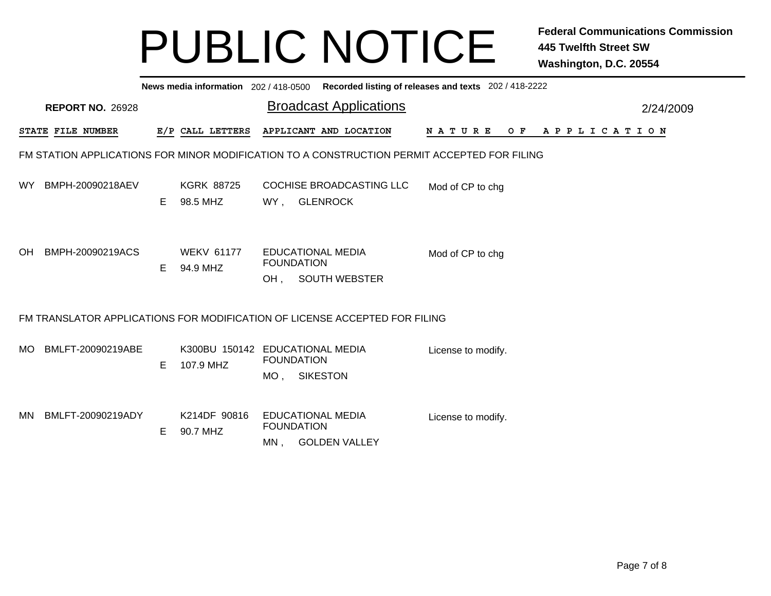# PUBLIC NOTICE

**Federal Communications Commission**
**445 Twelfth Street SW**
**Washington, D.C. 20554**

**News media information** 202 / 418-0500 **Recorded listing of releases and texts** 202 / 418-2222

**REPORT NO.** 26928

## Broadcast Applications

2/24/2009

| STATE | FILE NUMBER | E/P | CALL LETTERS | APPLICANT AND LOCATION | NATURE OF APPLICATION |
|---|---|---|---|---|---|

### FM STATION APPLICATIONS FOR MINOR MODIFICATION TO A CONSTRUCTION PERMIT ACCEPTED FOR FILING

| STATE | FILE NUMBER | E/P | CALL LETTERS | APPLICANT AND LOCATION | NATURE OF APPLICATION |
|---|---|---|---|---|---|
| WY | BMPH-20090218AEV | E | KGRK 88725<br>98.5 MHZ | COCHISE BROADCASTING LLC<br>WY , GLENROCK | Mod of CP to chg |
| OH | BMPH-20090219ACS | E | WEKV 61177<br>94.9 MHZ | EDUCATIONAL MEDIA FOUNDATION<br>OH , SOUTH WEBSTER | Mod of CP to chg |

### FM TRANSLATOR APPLICATIONS FOR MODIFICATION OF LICENSE ACCEPTED FOR FILING

| STATE | FILE NUMBER | E/P | CALL LETTERS | APPLICANT AND LOCATION | NATURE OF APPLICATION |
|---|---|---|---|---|---|
| MO | BMLFT-20090219ABE | E | K300BU 150142<br>107.9 MHZ | EDUCATIONAL MEDIA FOUNDATION<br>MO , SIKESTON | License to modify. |
| MN | BMLFT-20090219ADY | E | K214DF 90816<br>90.7 MHZ | EDUCATIONAL MEDIA FOUNDATION<br>MN , GOLDEN VALLEY | License to modify. |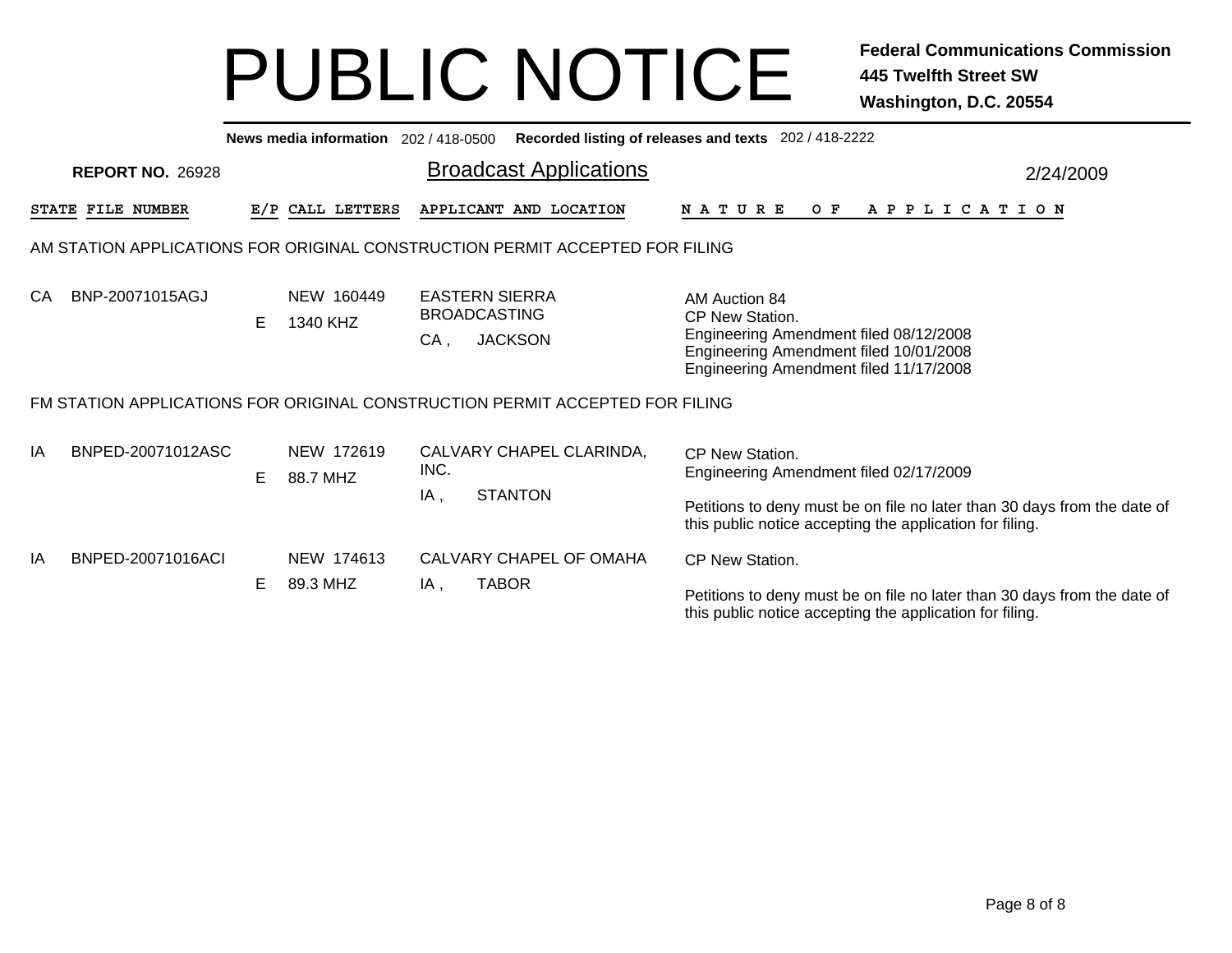# PUBLIC NOTICE

**Federal Communications Commission**
**445 Twelfth Street SW**
**Washington, D.C. 20554**

**News media information** 202 / 418-0500 **Recorded listing of releases and texts** 202 / 418-2222

**REPORT NO.** 26928

## Broadcast Applications

2/24/2009

| STATE | FILE NUMBER | E/P | CALL LETTERS | APPLICANT AND LOCATION | NATURE OF APPLICATION |
|---|---|---|---|---|---|
| AM STATION APPLICATIONS FOR ORIGINAL CONSTRUCTION PERMIT ACCEPTED FOR FILING | | | | | |
| CA | BNP-20071015AGJ | E | NEW 160449 1340 KHZ | EASTERN SIERRA BROADCASTING CA , JACKSON | AM Auction 84 CP New Station. Engineering Amendment filed 08/12/2008 Engineering Amendment filed 10/01/2008 Engineering Amendment filed 11/17/2008 |
| FM STATION APPLICATIONS FOR ORIGINAL CONSTRUCTION PERMIT ACCEPTED FOR FILING | | | | | |
| IA | BNPED-20071012ASC | E | NEW 172619 88.7 MHZ | CALVARY CHAPEL CLARINDA, INC. IA , STANTON | CP New Station. Engineering Amendment filed 02/17/2009 Petitions to deny must be on file no later than 30 days from the date of this public notice accepting the application for filing. |
| IA | BNPED-20071016ACI | E | NEW 174613 89.3 MHZ | CALVARY CHAPEL OF OMAHA IA , TABOR | CP New Station. Petitions to deny must be on file no later than 30 days from the date of this public notice accepting the application for filing. |